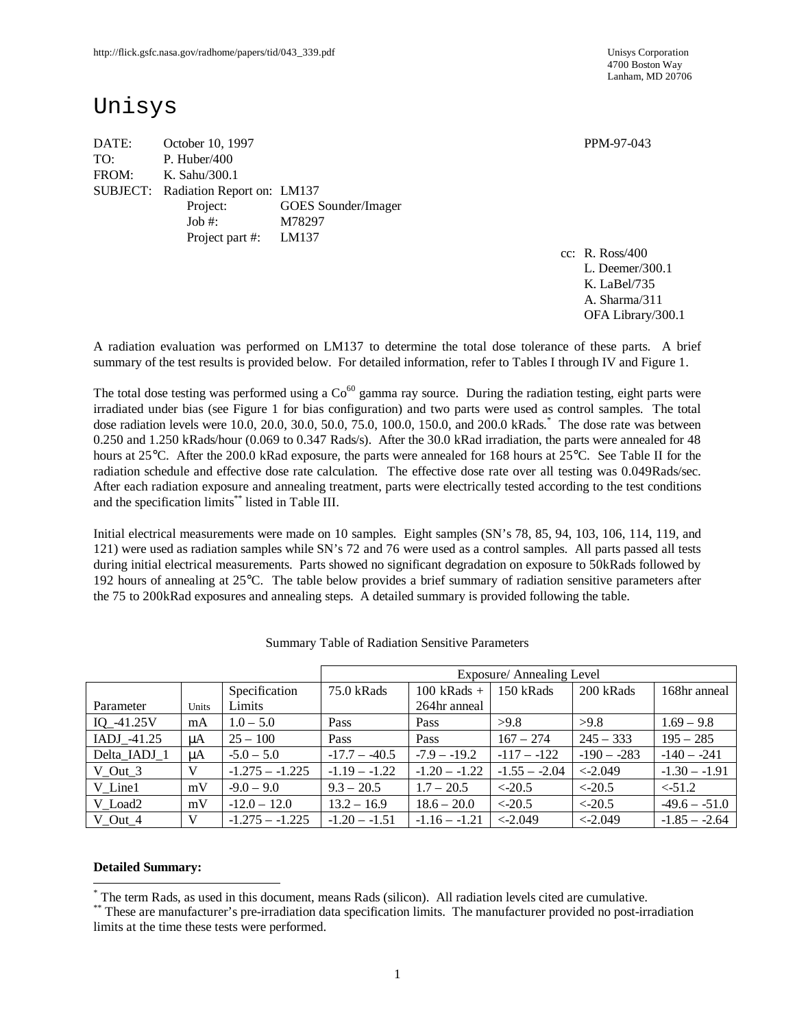http://flick.gsfc.nasa.gov/radhome/papers/tid/043_339.pdf

Unisys Corporation
4700 Boston Way
Lanham, MD 20706

# Unisys

DATE: October 10, 1997 PPM-97-043
TO: P. Huber/400
FROM: K. Sahu/300.1
SUBJECT: Radiation Report on: LM137
Project: GOES Sounder/Imager
Job #: M78297
Project part #: LM137

cc: R. Ross/400
L. Deemer/300.1
K. LaBel/735
A. Sharma/311
OFA Library/300.1

A radiation evaluation was performed on LM137 to determine the total dose tolerance of these parts. A brief summary of the test results is provided below. For detailed information, refer to Tables I through IV and Figure 1.

The total dose testing was performed using a $Co^{60}$ gamma ray source. During the radiation testing, eight parts were irradiated under bias (see Figure 1 for bias configuration) and two parts were used as control samples. The total dose radiation levels were 10.0, 20.0, 30.0, 50.0, 75.0, 100.0, 150.0, and 200.0 kRads.* The dose rate was between 0.250 and 1.250 kRads/hour (0.069 to 0.347 Rads/s). After the 30.0 kRad irradiation, the parts were annealed for 48 hours at 25°C. After the 200.0 kRad exposure, the parts were annealed for 168 hours at 25°C. See Table II for the radiation schedule and effective dose rate calculation. The effective dose rate over all testing was 0.049Rads/sec. After each radiation exposure and annealing treatment, parts were electrically tested according to the test conditions and the specification limits** listed in Table III.

Initial electrical measurements were made on 10 samples. Eight samples (SN's 78, 85, 94, 103, 106, 114, 119, and 121) were used as radiation samples while SN's 72 and 76 were used as a control samples. All parts passed all tests during initial electrical measurements. Parts showed no significant degradation on exposure to 50kRads followed by 192 hours of annealing at 25°C. The table below provides a brief summary of radiation sensitive parameters after the 75 to 200kRad exposures and annealing steps. A detailed summary is provided following the table.

Summary Table of Radiation Sensitive Parameters

| | | | Exposure/ Annealing Level | | | | |
|---|---|---|---|---|---|---|---|
| Parameter | Units | Specification Limits | 75.0 kRads | 100 kRads + 264hr anneal | 150 kRads | 200 kRads | 168hr anneal |
| IQ_-41.25V | mA | 1.0 – 5.0 | Pass | Pass | >9.8 | >9.8 | 1.69 – 9.8 |
| IADJ_-41.25 | μA | 25 – 100 | Pass | Pass | 167 – 274 | 245 – 333 | 195 – 285 |
| Delta_IADJ_1 | μA | -5.0 – 5.0 | -17.7 – -40.5 | -7.9 – -19.2 | -117 – -122 | -190 – -283 | -140 – -241 |
| V_Out_3 | V | -1.275 – -1.225 | -1.19 – -1.22 | -1.20 – -1.22 | -1.55 – -2.04 | <-2.049 | -1.30 – -1.91 |
| V_Line1 | mV | -9.0 – 9.0 | 9.3 – 20.5 | 1.7 – 20.5 | <-20.5 | <-20.5 | <-51.2 |
| V_Load2 | mV | -12.0 – 12.0 | 13.2 – 16.9 | 18.6 – 20.0 | <-20.5 | <-20.5 | -49.6 – -51.0 |
| V_Out_4 | V | -1.275 – -1.225 | -1.20 – -1.51 | -1.16 – -1.21 | <-2.049 | <-2.049 | -1.85 – -2.64 |

**Detailed Summary:**

* The term Rads, as used in this document, means Rads (silicon). All radiation levels cited are cumulative.
** These are manufacturer's pre-irradiation data specification limits. The manufacturer provided no post-irradiation limits at the time these tests were performed.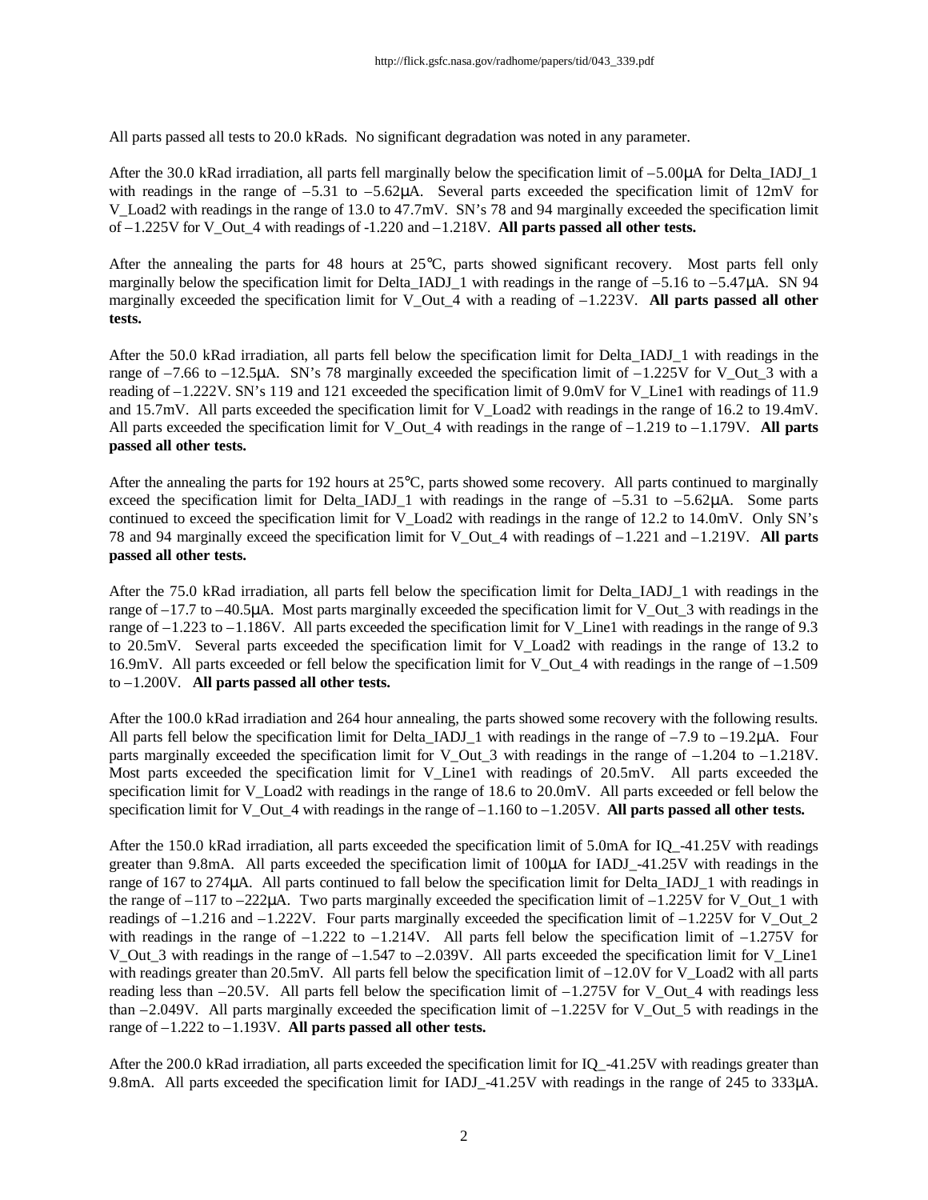All parts passed all tests to 20.0 kRads. No significant degradation was noted in any parameter.

After the 30.0 kRad irradiation, all parts fell marginally below the specification limit of –5.00μA for Delta_IADJ_1 with readings in the range of –5.31 to –5.62μA. Several parts exceeded the specification limit of 12mV for V_Load2 with readings in the range of 13.0 to 47.7mV. SN's 78 and 94 marginally exceeded the specification limit of –1.225V for V_Out_4 with readings of -1.220 and –1.218V. **All parts passed all other tests.**

After the annealing the parts for 48 hours at 25°C, parts showed significant recovery. Most parts fell only marginally below the specification limit for Delta_IADJ_1 with readings in the range of –5.16 to –5.47μA. SN 94 marginally exceeded the specification limit for V_Out_4 with a reading of –1.223V. **All parts passed all other tests.**

After the 50.0 kRad irradiation, all parts fell below the specification limit for Delta_IADJ_1 with readings in the range of –7.66 to –12.5μA. SN's 78 marginally exceeded the specification limit of –1.225V for V_Out_3 with a reading of –1.222V. SN's 119 and 121 exceeded the specification limit of 9.0mV for V_Line1 with readings of 11.9 and 15.7mV. All parts exceeded the specification limit for V_Load2 with readings in the range of 16.2 to 19.4mV. All parts exceeded the specification limit for V_Out_4 with readings in the range of –1.219 to –1.179V. **All parts passed all other tests.**

After the annealing the parts for 192 hours at 25°C, parts showed some recovery. All parts continued to marginally exceed the specification limit for Delta_IADJ_1 with readings in the range of –5.31 to –5.62μA. Some parts continued to exceed the specification limit for V_Load2 with readings in the range of 12.2 to 14.0mV. Only SN's 78 and 94 marginally exceed the specification limit for V_Out_4 with readings of –1.221 and –1.219V. **All parts passed all other tests.**

After the 75.0 kRad irradiation, all parts fell below the specification limit for Delta_IADJ_1 with readings in the range of –17.7 to –40.5μA. Most parts marginally exceeded the specification limit for V_Out_3 with readings in the range of –1.223 to –1.186V. All parts exceeded the specification limit for V_Line1 with readings in the range of 9.3 to 20.5mV. Several parts exceeded the specification limit for V_Load2 with readings in the range of 13.2 to 16.9mV. All parts exceeded or fell below the specification limit for V_Out_4 with readings in the range of –1.509 to –1.200V. **All parts passed all other tests.**

After the 100.0 kRad irradiation and 264 hour annealing, the parts showed some recovery with the following results. All parts fell below the specification limit for Delta_IADJ_1 with readings in the range of –7.9 to –19.2μA. Four parts marginally exceeded the specification limit for V_Out_3 with readings in the range of –1.204 to –1.218V. Most parts exceeded the specification limit for V_Line1 with readings of 20.5mV. All parts exceeded the specification limit for V_Load2 with readings in the range of 18.6 to 20.0mV. All parts exceeded or fell below the specification limit for V_Out_4 with readings in the range of –1.160 to –1.205V. **All parts passed all other tests.**

After the 150.0 kRad irradiation, all parts exceeded the specification limit of 5.0mA for IQ_-41.25V with readings greater than 9.8mA. All parts exceeded the specification limit of 100μA for IADJ_-41.25V with readings in the range of 167 to 274μA. All parts continued to fall below the specification limit for Delta_IADJ_1 with readings in the range of –117 to –222μA. Two parts marginally exceeded the specification limit of –1.225V for V_Out_1 with readings of –1.216 and –1.222V. Four parts marginally exceeded the specification limit of –1.225V for V_Out_2 with readings in the range of –1.222 to –1.214V. All parts fell below the specification limit of –1.275V for V_Out_3 with readings in the range of –1.547 to –2.039V. All parts exceeded the specification limit for V_Line1 with readings greater than 20.5mV. All parts fell below the specification limit of –12.0V for V_Load2 with all parts reading less than –20.5V. All parts fell below the specification limit of –1.275V for V_Out_4 with readings less than –2.049V. All parts marginally exceeded the specification limit of –1.225V for V_Out_5 with readings in the range of –1.222 to –1.193V. **All parts passed all other tests.**

After the 200.0 kRad irradiation, all parts exceeded the specification limit for IQ_-41.25V with readings greater than 9.8mA. All parts exceeded the specification limit for IADJ_-41.25V with readings in the range of 245 to 333μA.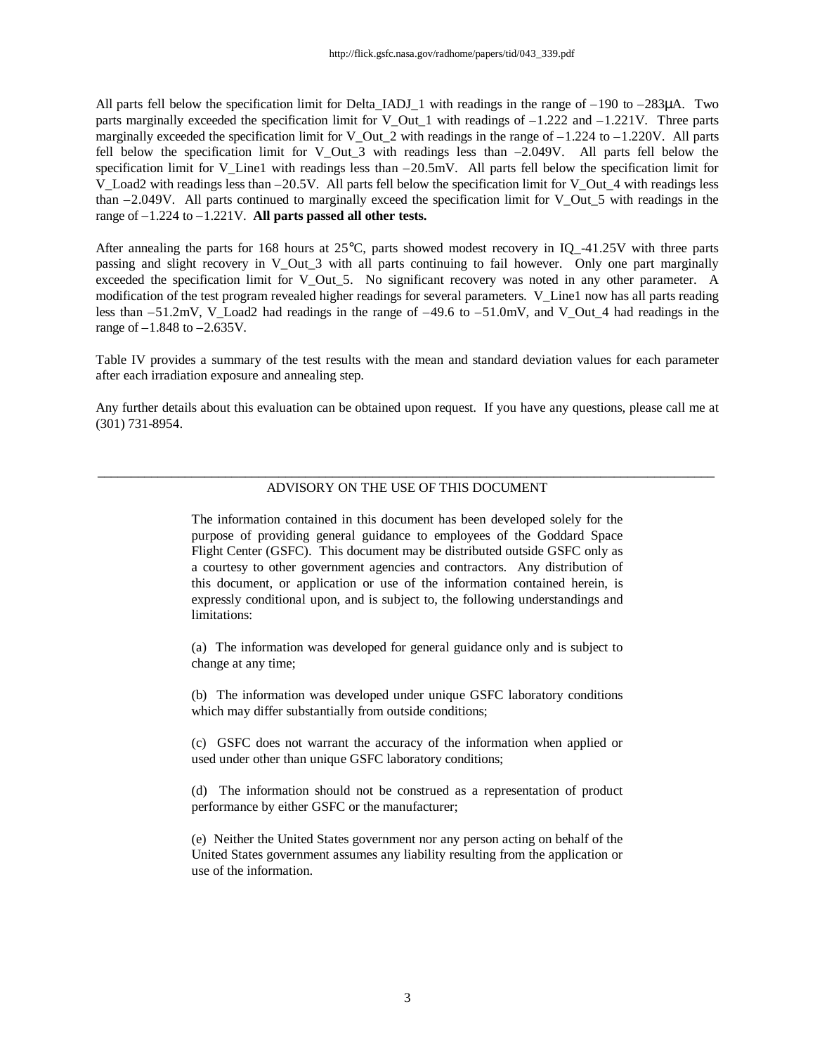All parts fell below the specification limit for Delta_IADJ_1 with readings in the range of –190 to –283μA. Two parts marginally exceeded the specification limit for V_Out_1 with readings of –1.222 and –1.221V. Three parts marginally exceeded the specification limit for V_Out_2 with readings in the range of –1.224 to –1.220V. All parts fell below the specification limit for V_Out_3 with readings less than –2.049V. All parts fell below the specification limit for V_Line1 with readings less than –20.5mV. All parts fell below the specification limit for V_Load2 with readings less than –20.5V. All parts fell below the specification limit for V_Out_4 with readings less than –2.049V. All parts continued to marginally exceed the specification limit for V_Out_5 with readings in the range of –1.224 to –1.221V. **All parts passed all other tests.**

After annealing the parts for 168 hours at 25°C, parts showed modest recovery in IQ_-41.25V with three parts passing and slight recovery in V_Out_3 with all parts continuing to fail however. Only one part marginally exceeded the specification limit for V_Out_5. No significant recovery was noted in any other parameter. A modification of the test program revealed higher readings for several parameters. V_Line1 now has all parts reading less than –51.2mV, V_Load2 had readings in the range of –49.6 to –51.0mV, and V_Out_4 had readings in the range of –1.848 to –2.635V.

Table IV provides a summary of the test results with the mean and standard deviation values for each parameter after each irradiation exposure and annealing step.

Any further details about this evaluation can be obtained upon request. If you have any questions, please call me at (301) 731-8954.

---

ADVISORY ON THE USE OF THIS DOCUMENT

The information contained in this document has been developed solely for the purpose of providing general guidance to employees of the Goddard Space Flight Center (GSFC). This document may be distributed outside GSFC only as a courtesy to other government agencies and contractors. Any distribution of this document, or application or use of the information contained herein, is expressly conditional upon, and is subject to, the following understandings and limitations:

(a) The information was developed for general guidance only and is subject to change at any time;

(b) The information was developed under unique GSFC laboratory conditions which may differ substantially from outside conditions;

(c) GSFC does not warrant the accuracy of the information when applied or used under other than unique GSFC laboratory conditions;

(d) The information should not be construed as a representation of product performance by either GSFC or the manufacturer;

(e) Neither the United States government nor any person acting on behalf of the United States government assumes any liability resulting from the application or use of the information.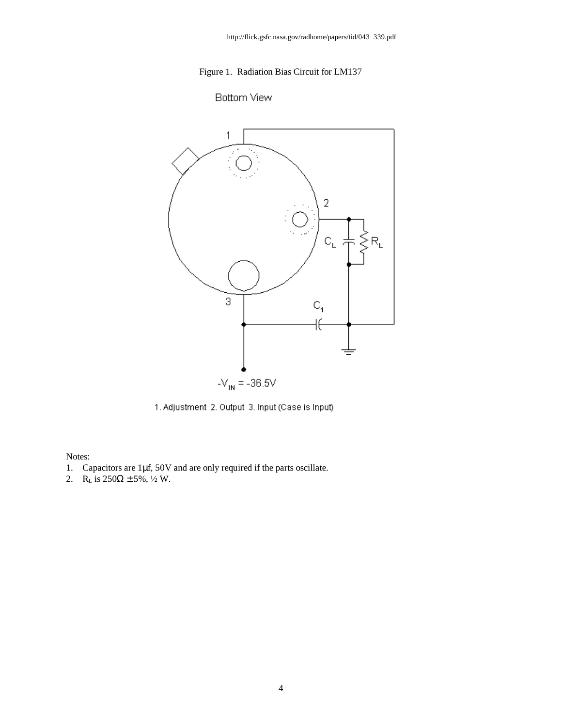http://flick.gsfc.nasa.gov/radhome/papers/tid/043_339.pdf

Figure 1. Radiation Bias Circuit for LM137

Bottom View

1. Adjustment 2. Output 3. Input (Case is Input)

$-V_{IN} = -36.5V$

Notes:

1. Capacitors are 1μf, 50V and are only required if the parts oscillate.
2. $R_L$ is 250Ω ± 5%, ½ W.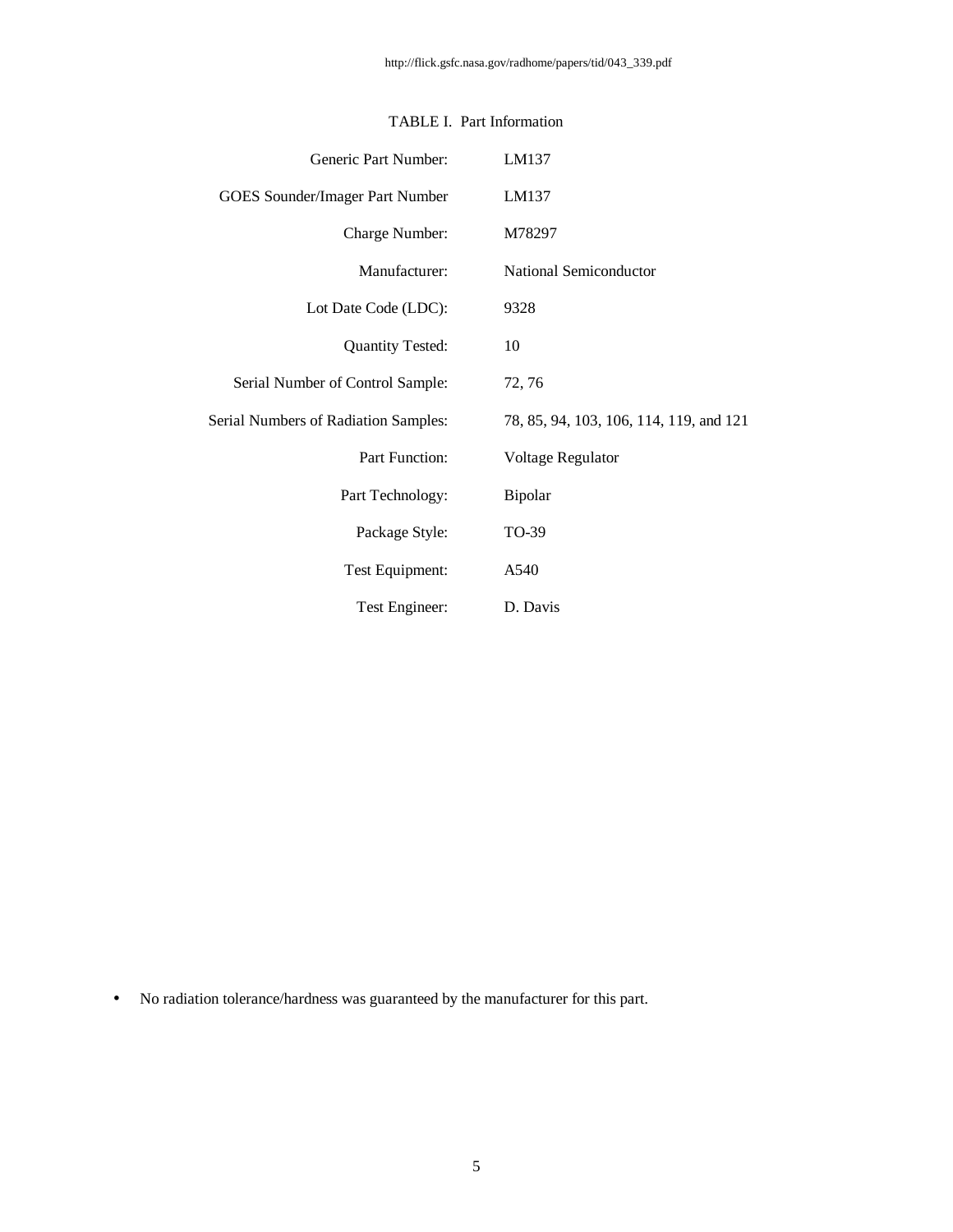TABLE I. Part Information

| | |
|---|---|
| Generic Part Number: | LM137 |
| GOES Sounder/Imager Part Number | LM137 |
| Charge Number: | M78297 |
| Manufacturer: | National Semiconductor |
| Lot Date Code (LDC): | 9328 |
| Quantity Tested: | 10 |
| Serial Number of Control Sample: | 72, 76 |
| Serial Numbers of Radiation Samples: | 78, 85, 94, 103, 106, 114, 119, and 121 |
| Part Function: | Voltage Regulator |
| Part Technology: | Bipolar |
| Package Style: | TO-39 |
| Test Equipment: | A540 |
| Test Engineer: | D. Davis |

- No radiation tolerance/hardness was guaranteed by the manufacturer for this part.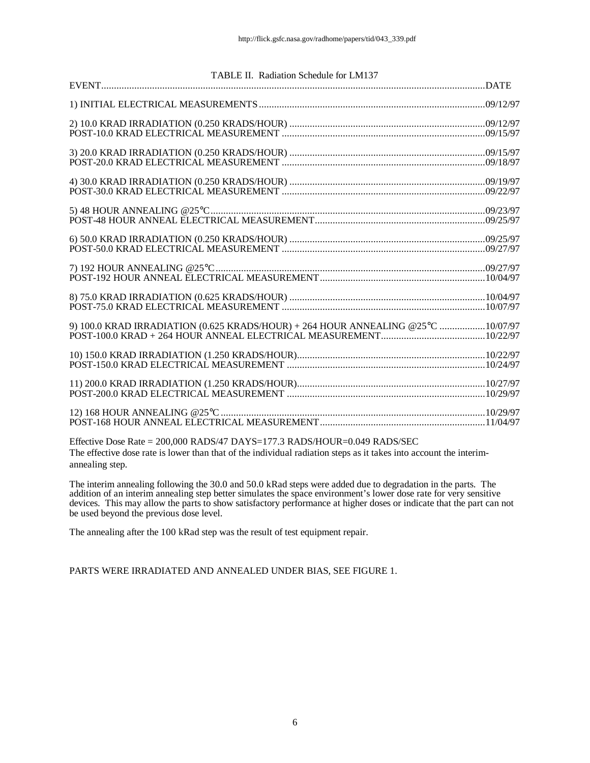TABLE II. Radiation Schedule for LM137

| EVENT | DATE |
|---|---|
| 1) INITIAL ELECTRICAL MEASUREMENTS | 09/12/97 |
| 2) 10.0 KRAD IRRADIATION (0.250 KRADS/HOUR) | 09/12/97 |
| POST-10.0 KRAD ELECTRICAL MEASUREMENT | 09/15/97 |
| 3) 20.0 KRAD IRRADIATION (0.250 KRADS/HOUR) | 09/15/97 |
| POST-20.0 KRAD ELECTRICAL MEASUREMENT | 09/18/97 |
| 4) 30.0 KRAD IRRADIATION (0.250 KRADS/HOUR) | 09/19/97 |
| POST-30.0 KRAD ELECTRICAL MEASUREMENT | 09/22/97 |
| 5) 48 HOUR ANNEALING @25°C | 09/23/97 |
| POST-48 HOUR ANNEAL ELECTRICAL MEASUREMENT | 09/25/97 |
| 6) 50.0 KRAD IRRADIATION (0.250 KRADS/HOUR) | 09/25/97 |
| POST-50.0 KRAD ELECTRICAL MEASUREMENT | 09/27/97 |
| 7) 192 HOUR ANNEALING @25°C | 09/27/97 |
| POST-192 HOUR ANNEAL ELECTRICAL MEASUREMENT | 10/04/97 |
| 8) 75.0 KRAD IRRADIATION (0.625 KRADS/HOUR) | 10/04/97 |
| POST-75.0 KRAD ELECTRICAL MEASUREMENT | 10/07/97 |
| 9) 100.0 KRAD IRRADIATION (0.625 KRADS/HOUR) + 264 HOUR ANNEALING @25°C | 10/07/97 |
| POST-100.0 KRAD + 264 HOUR ANNEAL ELECTRICAL MEASUREMENT | 10/22/97 |
| 10) 150.0 KRAD IRRADIATION (1.250 KRADS/HOUR) | 10/22/97 |
| POST-150.0 KRAD ELECTRICAL MEASUREMENT | 10/24/97 |
| 11) 200.0 KRAD IRRADIATION (1.250 KRADS/HOUR) | 10/27/97 |
| POST-200.0 KRAD ELECTRICAL MEASUREMENT | 10/29/97 |
| 12) 168 HOUR ANNEALING @25°C | 10/29/97 |
| POST-168 HOUR ANNEAL ELECTRICAL MEASUREMENT | 11/04/97 |

Effective Dose Rate = 200,000 RADS/47 DAYS=177.3 RADS/HOUR=0.049 RADS/SEC

The effective dose rate is lower than that of the individual radiation steps as it takes into account the interim-annealing step.

The interim annealing following the 30.0 and 50.0 kRad steps were added due to degradation in the parts. The addition of an interim annealing step better simulates the space environment's lower dose rate for very sensitive devices. This may allow the parts to show satisfactory performance at higher doses or indicate that the part can not be used beyond the previous dose level.

The annealing after the 100 kRad step was the result of test equipment repair.

PARTS WERE IRRADIATED AND ANNEALED UNDER BIAS, SEE FIGURE 1.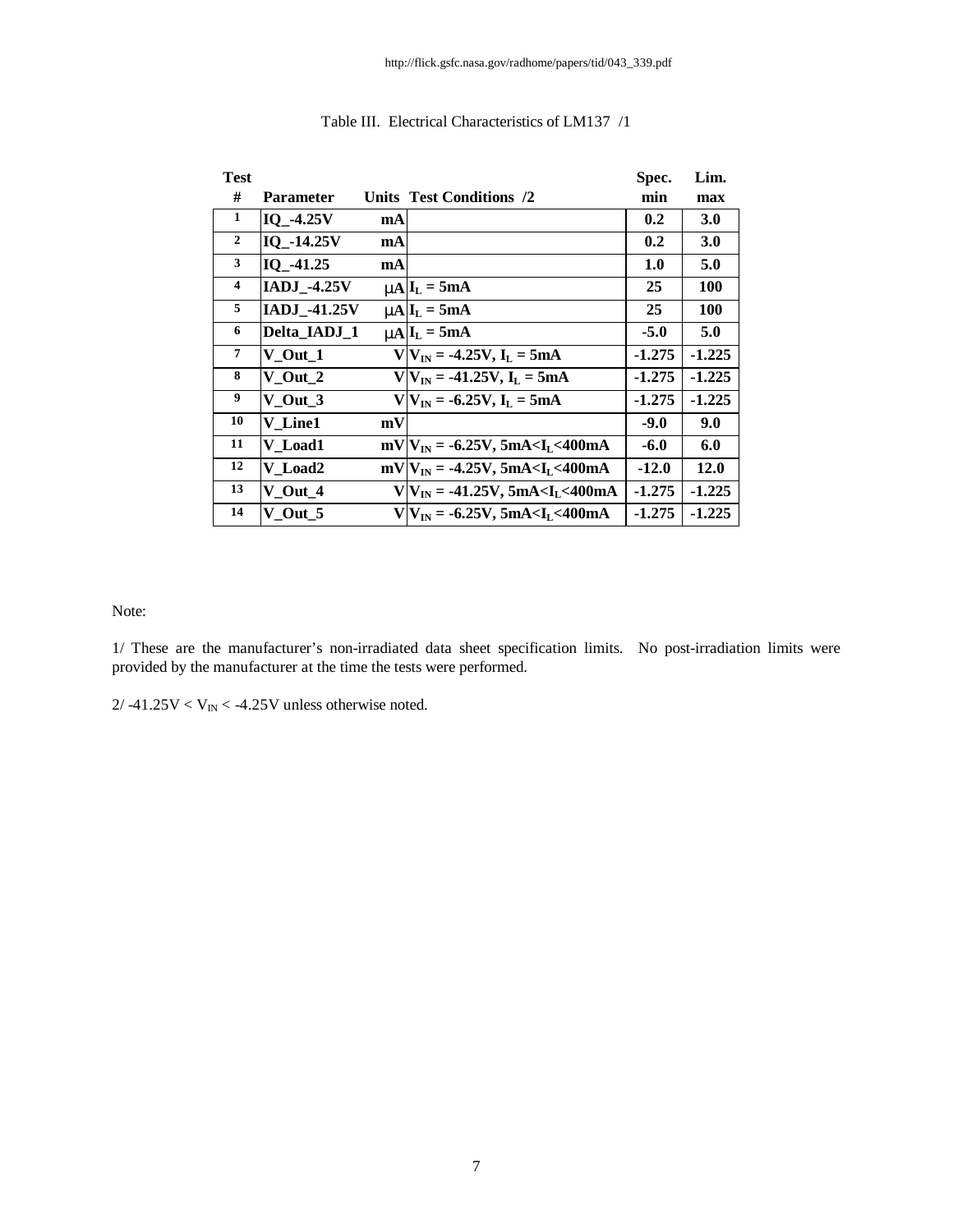http://flick.gsfc.nasa.gov/radhome/papers/tid/043_339.pdf

Table III. Electrical Characteristics of LM137 /1

| Test # | Parameter | Units | Test Conditions /2 | Spec. min | Lim. max |
|---|---|---|---|---|---|
| 1 | IQ_-4.25V | mA | | 0.2 | 3.0 |
| 2 | IQ_-14.25V | mA | | 0.2 | 3.0 |
| 3 | IQ_-41.25 | mA | | 1.0 | 5.0 |
| 4 | IADJ_-4.25V | μA | $I_L$ = 5mA | 25 | 100 |
| 5 | IADJ_-41.25V | μA | $I_L$ = 5mA | 25 | 100 |
| 6 | Delta_IADJ_1 | μA | $I_L$ = 5mA | -5.0 | 5.0 |
| 7 | V_Out_1 | V | $V_{IN}$ = -4.25V, $I_L$ = 5mA | -1.275 | -1.225 |
| 8 | V_Out_2 | V | $V_{IN}$ = -41.25V, $I_L$ = 5mA | -1.275 | -1.225 |
| 9 | V_Out_3 | V | $V_{IN}$ = -6.25V, $I_L$ = 5mA | -1.275 | -1.225 |
| 10 | V_Line1 | mV | | -9.0 | 9.0 |
| 11 | V_Load1 | mV | $V_{IN}$ = -6.25V, 5mA<$I_L$<400mA | -6.0 | 6.0 |
| 12 | V_Load2 | mV | $V_{IN}$ = -4.25V, 5mA<$I_L$<400mA | -12.0 | 12.0 |
| 13 | V_Out_4 | V | $V_{IN}$ = -41.25V, 5mA<$I_L$<400mA | -1.275 | -1.225 |
| 14 | V_Out_5 | V | $V_{IN}$ = -6.25V, 5mA<$I_L$<400mA | -1.275 | -1.225 |

Note:

1/ These are the manufacturer's non-irradiated data sheet specification limits. No post-irradiation limits were provided by the manufacturer at the time the tests were performed.

2/ -41.25V < $V_{IN}$ < -4.25V unless otherwise noted.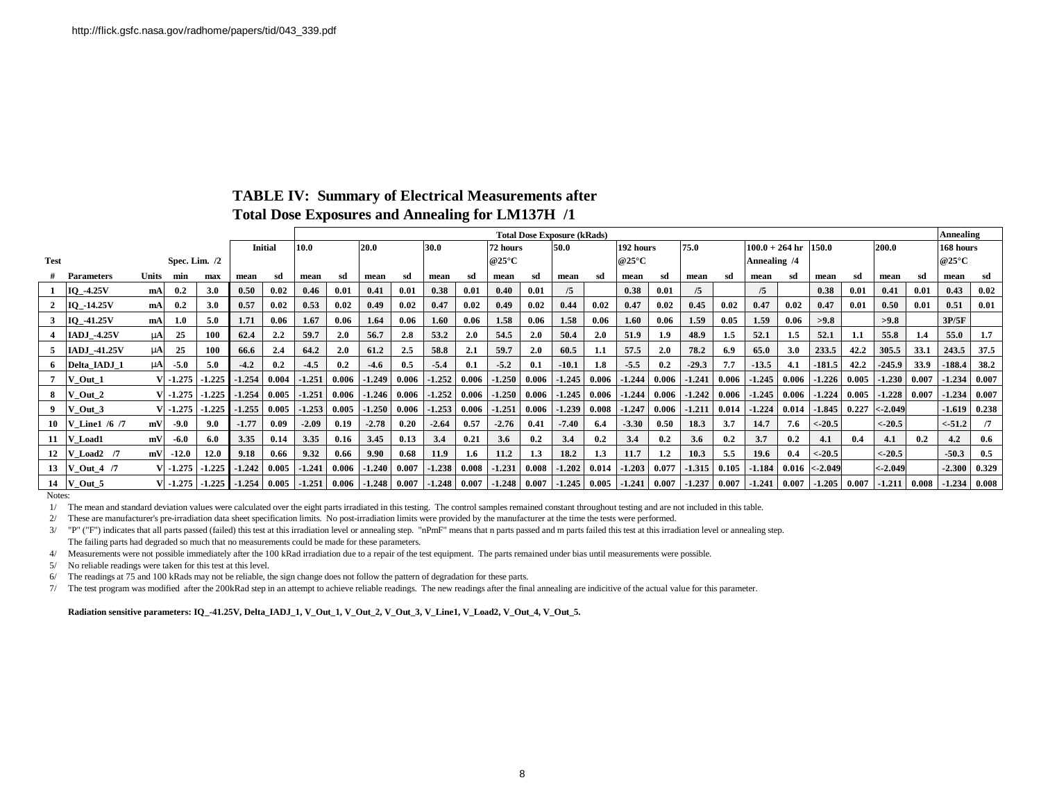http://flick.gsfc.nasa.gov/radhome/papers/tid/043_339.pdf

## TABLE IV: Summary of Electrical Measurements after Total Dose Exposures and Annealing for LM137H /1

| Test | | | | | Initial | | Total Dose Exposure (kRads) | | | | | | | | | | | | | | | | | | | | Annealing | |
|---|---|---|---|---|---|---|---|---|---|---|---|---|---|---|---|---|---|---|---|---|---|---|---|---|---|---|---|---|
| | | | Spec. Lim. /2 | | | | 10.0 | | 20.0 | | 30.0 | | 72 hours @25°C | | 50.0 | | 192 hours @25°C | | 75.0 | | 100.0 + 264 hr Annealing /4 | | 150.0 | | 200.0 | | 168 hours @25°C | |
| # | Parameters | Units | min | max | mean | sd | mean | sd | mean | sd | mean | sd | mean | sd | mean | sd | mean | sd | mean | sd | mean | sd | mean | sd | mean | sd | mean | sd |
| 1 | IQ_-4.25V | mA | 0.2 | 3.0 | 0.50 | 0.02 | 0.46 | 0.01 | 0.41 | 0.01 | 0.38 | 0.01 | 0.40 | 0.01 | /5 | | 0.38 | 0.01 | /5 | | /5 | | 0.38 | 0.01 | 0.41 | 0.01 | 0.43 | 0.02 |
| 2 | IQ_-14.25V | mA | 0.2 | 3.0 | 0.57 | 0.02 | 0.53 | 0.02 | 0.49 | 0.02 | 0.47 | 0.02 | 0.49 | 0.02 | 0.44 | 0.02 | 0.47 | 0.02 | 0.45 | 0.02 | 0.47 | 0.02 | 0.47 | 0.01 | 0.50 | 0.01 | 0.51 | 0.01 |
| 3 | IQ_-41.25V | mA | 1.0 | 5.0 | 1.71 | 0.06 | 1.67 | 0.06 | 1.64 | 0.06 | 1.60 | 0.06 | 1.58 | 0.06 | 1.58 | 0.06 | 1.60 | 0.06 | 1.59 | 0.05 | 1.59 | 0.06 | >9.8 | | >9.8 | | 3P/5F | |
| 4 | IADJ_-4.25V | µA | 25 | 100 | 62.4 | 2.2 | 59.7 | 2.0 | 56.7 | 2.8 | 53.2 | 2.0 | 54.5 | 2.0 | 50.4 | 2.0 | 51.9 | 1.9 | 48.9 | 1.5 | 52.1 | 1.5 | 52.1 | 1.1 | 55.8 | 1.4 | 55.0 | 1.7 |
| 5 | IADJ_-41.25V | µA | 25 | 100 | 66.6 | 2.4 | 64.2 | 2.0 | 61.2 | 2.5 | 58.8 | 2.1 | 59.7 | 2.0 | 60.5 | 1.1 | 57.5 | 2.0 | 78.2 | 6.9 | 65.0 | 3.0 | 233.5 | 42.2 | 305.5 | 33.1 | 243.5 | 37.5 |
| 6 | Delta_IADJ_1 | µA | -5.0 | 5.0 | -4.2 | 0.2 | -4.5 | 0.2 | -4.6 | 0.5 | -5.4 | 0.1 | -5.2 | 0.1 | -10.1 | 1.8 | -5.5 | 0.2 | -29.3 | 7.7 | -13.5 | 4.1 | -181.5 | 42.2 | -245.9 | 33.9 | -188.4 | 38.2 |
| 7 | V_Out_1 | V | -1.275 | -1.225 | -1.254 | 0.004 | -1.251 | 0.006 | -1.249 | 0.006 | -1.252 | 0.006 | -1.250 | 0.006 | -1.245 | 0.006 | -1.244 | 0.006 | -1.241 | 0.006 | -1.245 | 0.006 | -1.226 | 0.005 | -1.230 | 0.007 | -1.234 | 0.007 |
| 8 | V_Out_2 | V | -1.275 | -1.225 | -1.254 | 0.005 | -1.251 | 0.006 | -1.246 | 0.006 | -1.252 | 0.006 | -1.250 | 0.006 | -1.245 | 0.006 | -1.244 | 0.006 | -1.242 | 0.006 | -1.245 | 0.006 | -1.224 | 0.005 | -1.228 | 0.007 | -1.234 | 0.007 |
| 9 | V_Out_3 | V | -1.275 | -1.225 | -1.255 | 0.005 | -1.253 | 0.005 | -1.250 | 0.006 | -1.253 | 0.006 | -1.251 | 0.006 | -1.239 | 0.008 | -1.247 | 0.006 | -1.211 | 0.014 | -1.224 | 0.014 | -1.845 | 0.227 | <-2.049 | | -1.619 | 0.238 |
| 10 | V_Line1 /6 /7 | mV | -9.0 | 9.0 | -1.77 | 0.09 | -2.09 | 0.19 | -2.78 | 0.20 | -2.64 | 0.57 | -2.76 | 0.41 | -7.40 | 6.4 | -3.30 | 0.50 | 18.3 | 3.7 | 14.7 | 7.6 | <-20.5 | | <-20.5 | | <-51.2 | /7 |
| 11 | V_Load1 | mV | -6.0 | 6.0 | 3.35 | 0.14 | 3.35 | 0.16 | 3.45 | 0.13 | 3.4 | 0.21 | 3.6 | 0.2 | 3.4 | 0.2 | 3.4 | 0.2 | 3.6 | 0.2 | 3.7 | 0.2 | 4.1 | 0.4 | 4.1 | 0.2 | 4.2 | 0.6 |
| 12 | V_Load2 /7 | mV | -12.0 | 12.0 | 9.18 | 0.66 | 9.32 | 0.66 | 9.90 | 0.68 | 11.9 | 1.6 | 11.2 | 1.3 | 18.2 | 1.3 | 11.7 | 1.2 | 10.3 | 5.5 | 19.6 | 0.4 | <-20.5 | | <-20.5 | | -50.3 | 0.5 |
| 13 | V_Out_4 /7 | V | -1.275 | -1.225 | -1.242 | 0.005 | -1.241 | 0.006 | -1.240 | 0.007 | -1.238 | 0.008 | -1.231 | 0.008 | -1.202 | 0.014 | -1.203 | 0.077 | -1.315 | 0.105 | -1.184 | 0.016 | <-2.049 | | <-2.049 | | -2.300 | 0.329 |
| 14 | V_Out_5 | V | -1.275 | -1.225 | -1.254 | 0.005 | -1.251 | 0.006 | -1.248 | 0.007 | -1.248 | 0.007 | -1.248 | 0.007 | -1.245 | 0.005 | -1.241 | 0.007 | -1.237 | 0.007 | -1.241 | 0.007 | -1.205 | 0.007 | -1.211 | 0.008 | -1.234 | 0.008 |

Notes:

1/ The mean and standard deviation values were calculated over the eight parts irradiated in this testing. The control samples remained constant throughout testing and are not included in this table.

2/ These are manufacturer's pre-irradiation data sheet specification limits. No post-irradiation limits were provided by the manufacturer at the time the tests were performed.

3/ "P" ("F") indicates that all parts passed (failed) this test at this irradiation level or annealing step. "nPmF" means that n parts passed and m parts failed this test at this irradiation level or annealing step. The failing parts had degraded so much that no measurements could be made for these parameters.

4/ Measurements were not possible immediately after the 100 kRad irradiation due to a repair of the test equipment. The parts remained under bias until measurements were possible.

5/ No reliable readings were taken for this test at this level.

6/ The readings at 75 and 100 kRads may not be reliable, the sign change does not follow the pattern of degradation for these parts.

7/ The test program was modified after the 200kRad step in an attempt to achieve reliable readings. The new readings after the final annealing are indicitive of the actual value for this parameter.

**Radiation sensitive parameters: IQ_-41.25V, Delta_IADJ_1, V_Out_1, V_Out_2, V_Out_3, V_Line1, V_Load2, V_Out_4, V_Out_5.**